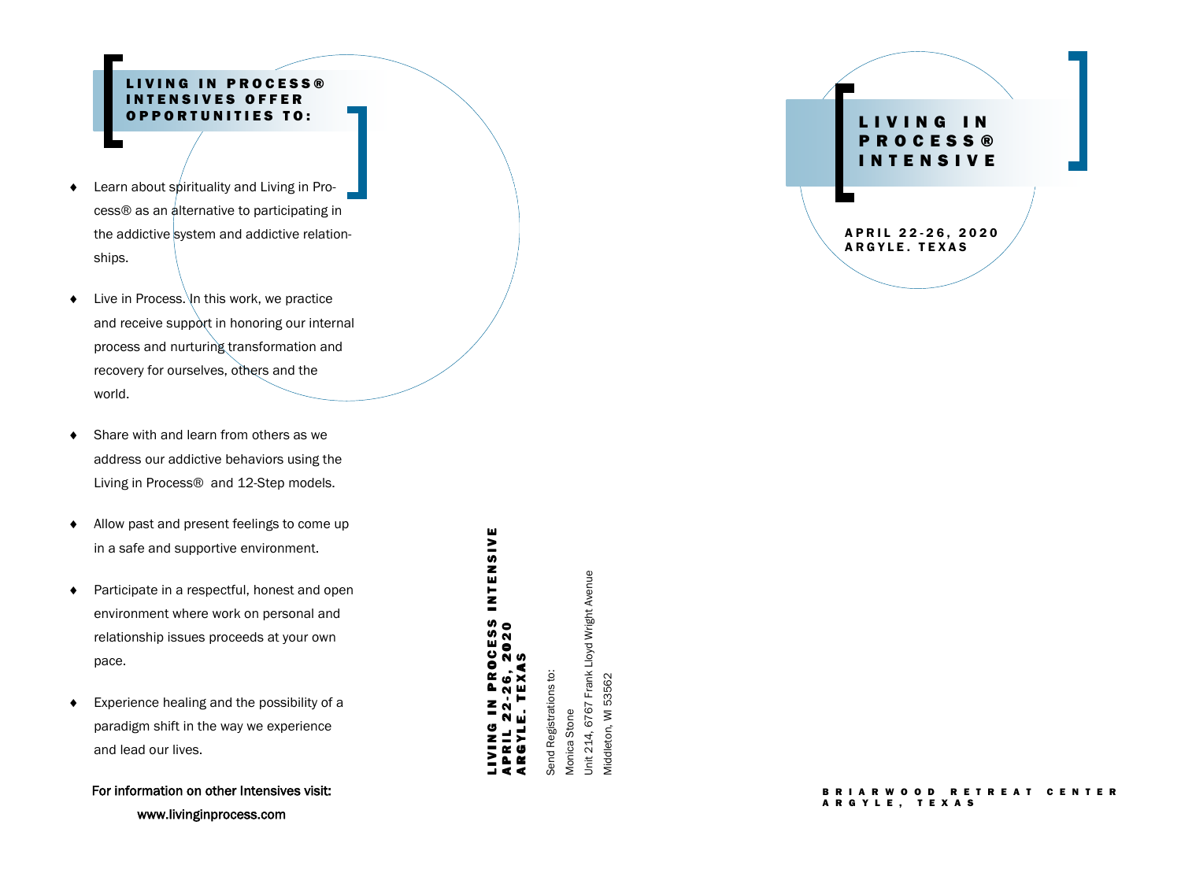## LIVING IN PROCESS® INTENSIVES OFFER OPPORTUNITIES TO:

- Learn about spirituality and Living in Process® as an alternative to participating in the addictive system and addictive relationships.
- Live in Process. In this work, we practice and receive support in honoring our internal process and nurturing transformation and recovery for ourselves, others and the world.
- Share with and learn from others as we address our addictive behaviors using the Living in Process® and 12-Step models.
- Allow past and present feelings to come up in a safe and supportive environment.
- Participate in a respectful, honest and open environment where work on personal and relationship issues proceeds at your own pace.
- Experience healing and the possibility of a paradigm shift in the way we experience and lead our lives.

For information on other Intensives visit:
www.livinginprocess.com

**LIVING IN PROCESS INTENSIVE**
**APRIL 22-26, 2020**
**ARGYLE. TEXAS**

Send Registrations to:
Monica Stone
Unit 214, 6767 Frank Lloyd Wright Avenue
Middleton, WI 53562

# LIVING IN PROCESS® INTENSIVE

**APRIL 22-26, 2020**
**ARGYLE. TEXAS**

**BRIARWOOD RETREAT CENTER**
**ARGYLE, TEXAS**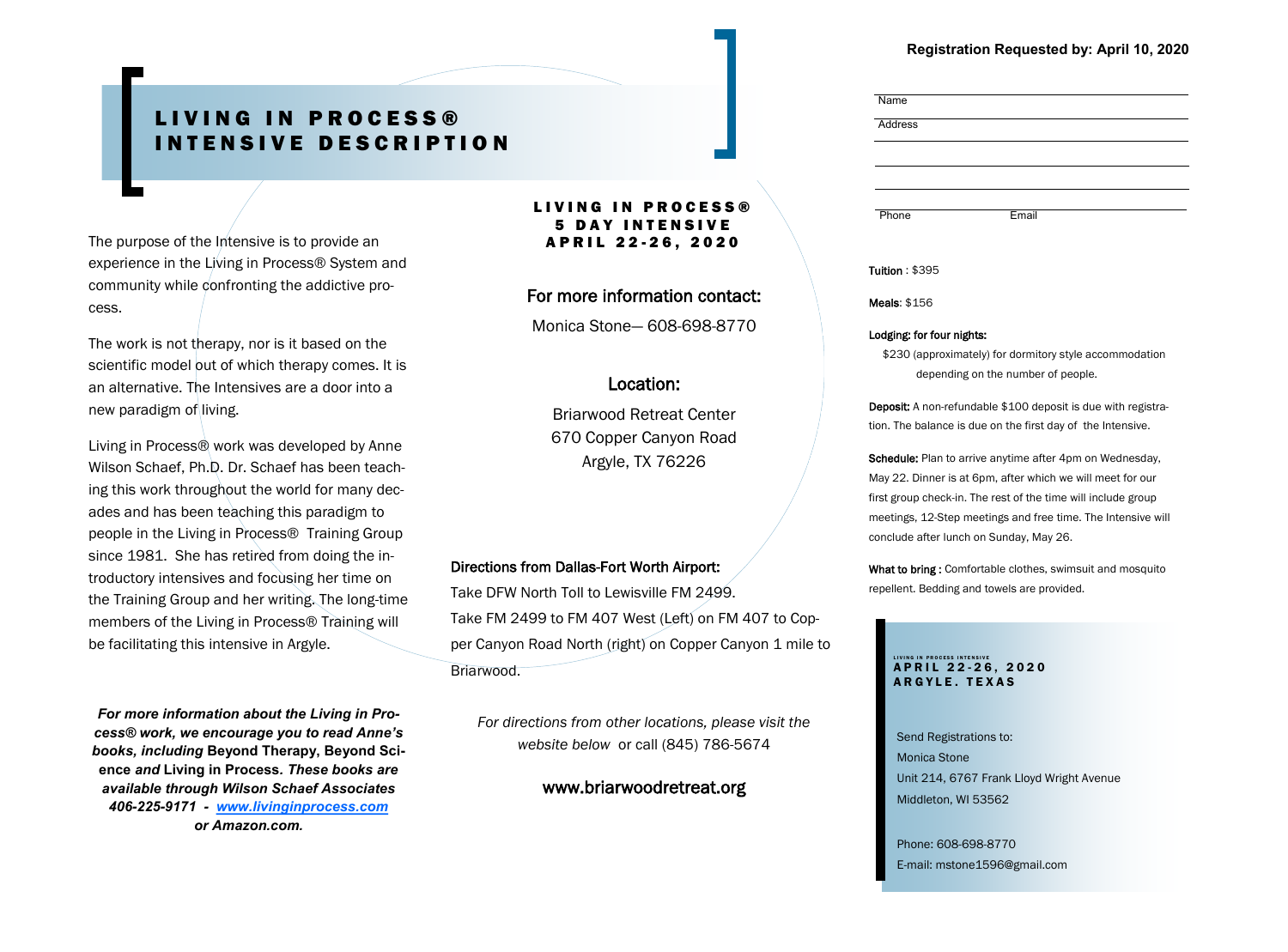# LIVING IN PROCESS® INTENSIVE DESCRIPTION

The purpose of the Intensive is to provide an experience in the Living in Process® System and community while confronting the addictive process.

The work is not therapy, nor is it based on the scientific model out of which therapy comes. It is an alternative. The Intensives are a door into a new paradigm of living.

Living in Process® work was developed by Anne Wilson Schaef, Ph.D. Dr. Schaef has been teaching this work throughout the world for many decades and has been teaching this paradigm to people in the Living in Process® Training Group since 1981. She has retired from doing the introductory intensives and focusing her time on the Training Group and her writing. The long-time members of the Living in Process® Training will be facilitating this intensive in Argyle.

***For more information about the Living in Process® work, we encourage you to read Anne's books, including* Beyond Therapy, Beyond Science *and* Living in Process*. These books are available through Wilson Schaef Associates 406-225-9171 - [www.livinginprocess.com](http://www.livinginprocess.com) or Amazon.com.***

## LIVING IN PROCESS® 5 DAY INTENSIVE APRIL 22-26, 2020

### For more information contact:

Monica Stone— 608-698-8770

### Location:

Briarwood Retreat Center
670 Copper Canyon Road
Argyle, TX 76226

**Directions from Dallas-Fort Worth Airport:**

Take DFW North Toll to Lewisville FM 2499.
Take FM 2499 to FM 407 West (Left) on FM 407 to Copper Canyon Road North (right) on Copper Canyon 1 mile to Briarwood.

*For directions from other locations, please visit the website below* or call (845) 786-5674

www.briarwoodretreat.org

**Registration Requested by: April 10, 2020**

Name ____________________

Address ____________________

____________________

____________________

Phone ____________ Email ____________

**Tuition** : $395

**Meals**: $156

**Lodging: for four nights:**
$230 (approximately) for dormitory style accommodation depending on the number of people.

**Deposit:** A non-refundable $100 deposit is due with registration. The balance is due on the first day of the Intensive.

**Schedule:** Plan to arrive anytime after 4pm on Wednesday, May 22. Dinner is at 6pm, after which we will meet for our first group check-in. The rest of the time will include group meetings, 12-Step meetings and free time. The Intensive will conclude after lunch on Sunday, May 26.

**What to bring :** Comfortable clothes, swimsuit and mosquito repellent. Bedding and towels are provided.

LIVING IN PROCESS INTENSIVE
**APRIL 22-26, 2020**
**ARGYLE. TEXAS**

Send Registrations to:
Monica Stone
Unit 214, 6767 Frank Lloyd Wright Avenue
Middleton, WI 53562

Phone: 608-698-8770
E-mail: mstone1596@gmail.com